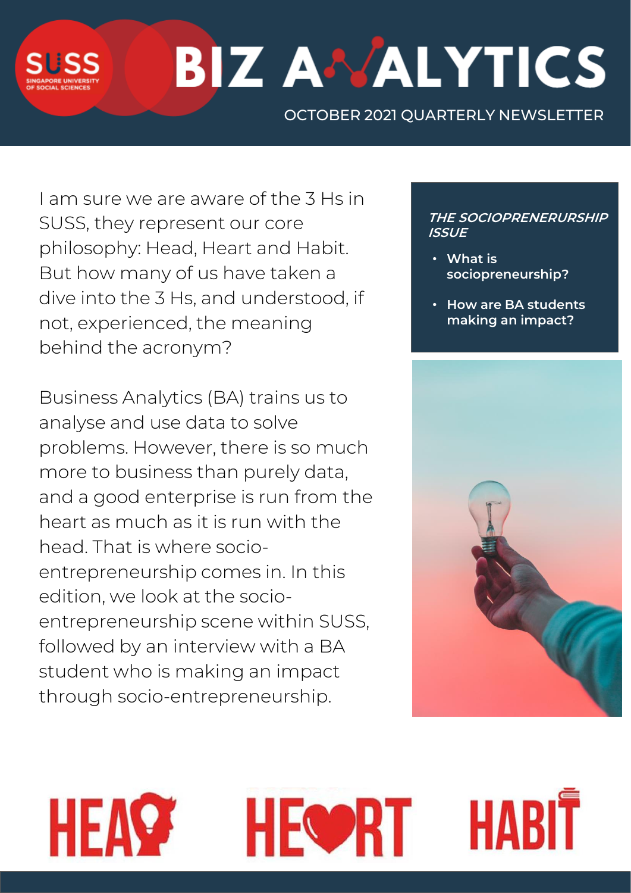# BIZ ANALYTICS

OCTOBER 2021 QUARTERLY NEWSLETTER

I am sure we are aware of the 3 Hs in SUSS, they represent our core philosophy: Head, Heart and Habit. But how many of us have taken a dive into the 3 Hs, and understood, if not, experienced, the meaning behind the acronym?

Business Analytics (BA) trains us to analyse and use data to solve problems. However, there is so much more to business than purely data, and a good enterprise is run from the heart as much as it is run with the head. That is where socio-entrepreneurship comes in. In this edition, we look at the socio-entrepreneurship scene within SUSS, followed by an interview with a BA student who is making an impact through socio-entrepreneurship.

***THE SOCIOPRENERURSHIP ISSUE***

- **What is sociopreneurship?**
- **How are BA students making an impact?**

HEAD HEART HABIT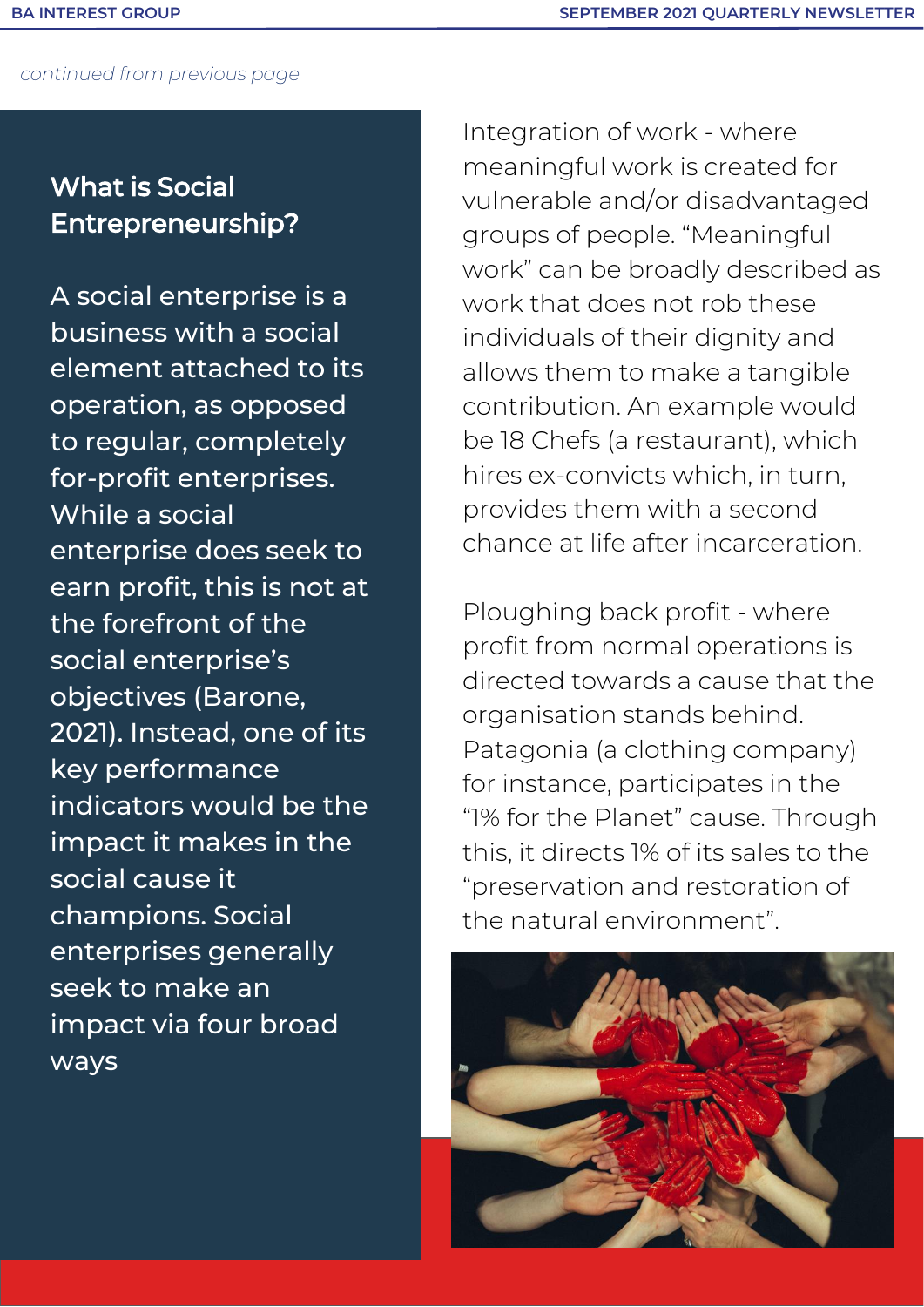*continued from previous page*

## What is Social Entrepreneurship?

A social enterprise is a business with a social element attached to its operation, as opposed to regular, completely for-profit enterprises. While a social enterprise does seek to earn profit, this is not at the forefront of the social enterprise's objectives (Barone, 2021). Instead, one of its key performance indicators would be the impact it makes in the social cause it champions. Social enterprises generally seek to make an impact via four broad ways

Integration of work - where meaningful work is created for vulnerable and/or disadvantaged groups of people. "Meaningful work" can be broadly described as work that does not rob these individuals of their dignity and allows them to make a tangible contribution. An example would be 18 Chefs (a restaurant), which hires ex-convicts which, in turn, provides them with a second chance at life after incarceration.

Ploughing back profit - where profit from normal operations is directed towards a cause that the organisation stands behind. Patagonia (a clothing company) for instance, participates in the "1% for the Planet" cause. Through this, it directs 1% of its sales to the "preservation and restoration of the natural environment".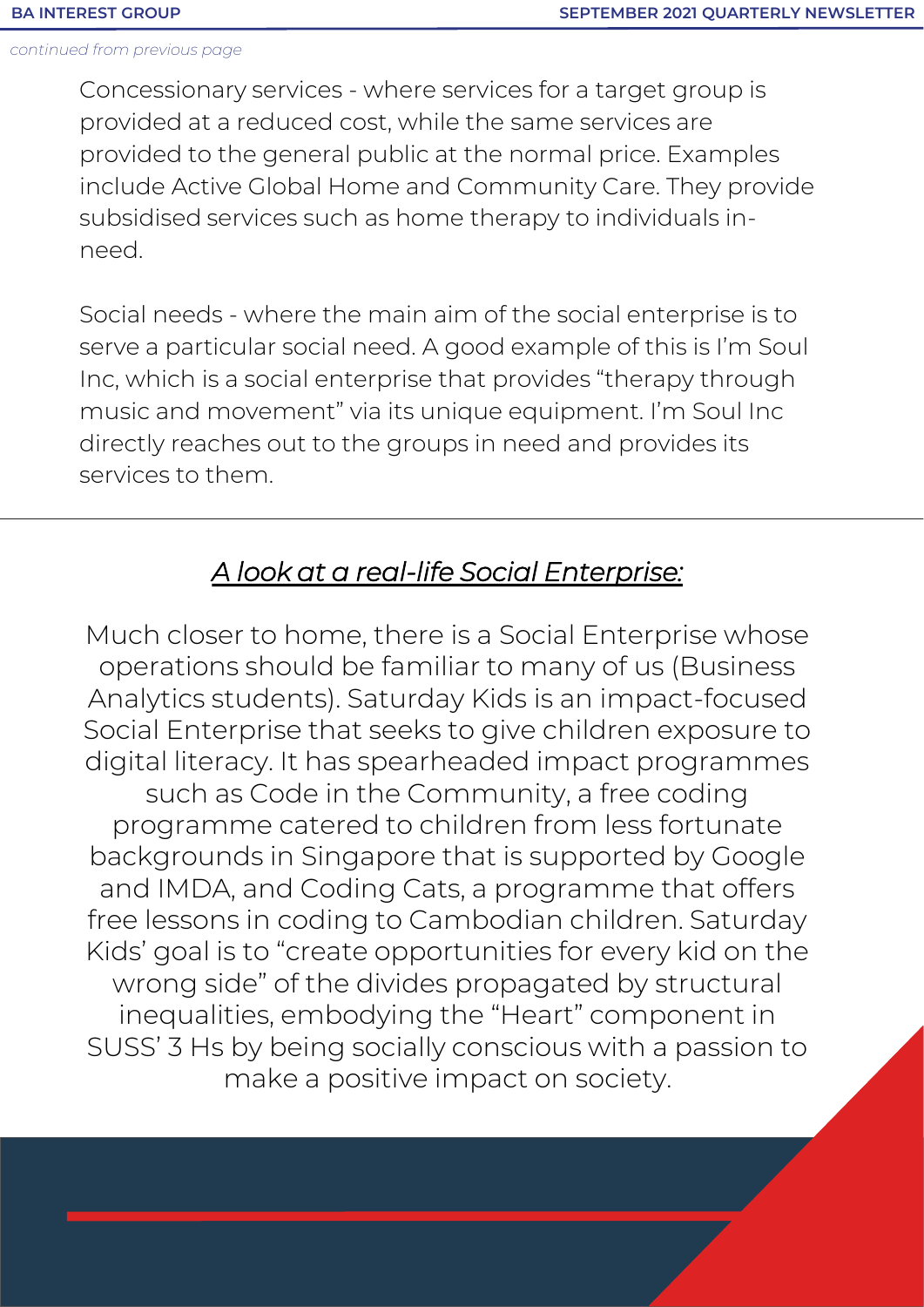*continued from previous page*

Concessionary services - where services for a target group is provided at a reduced cost, while the same services are provided to the general public at the normal price. Examples include Active Global Home and Community Care. They provide subsidised services such as home therapy to individuals in-need.

Social needs - where the main aim of the social enterprise is to serve a particular social need. A good example of this is I'm Soul Inc, which is a social enterprise that provides "therapy through music and movement" via its unique equipment. I'm Soul Inc directly reaches out to the groups in need and provides its services to them.

---

## *A look at a real-life Social Enterprise:*

Much closer to home, there is a Social Enterprise whose operations should be familiar to many of us (Business Analytics students). Saturday Kids is an impact-focused Social Enterprise that seeks to give children exposure to digital literacy. It has spearheaded impact programmes such as Code in the Community, a free coding programme catered to children from less fortunate backgrounds in Singapore that is supported by Google and IMDA, and Coding Cats, a programme that offers free lessons in coding to Cambodian children. Saturday Kids' goal is to "create opportunities for every kid on the wrong side" of the divides propagated by structural inequalities, embodying the "Heart" component in SUSS' 3 Hs by being socially conscious with a passion to make a positive impact on society.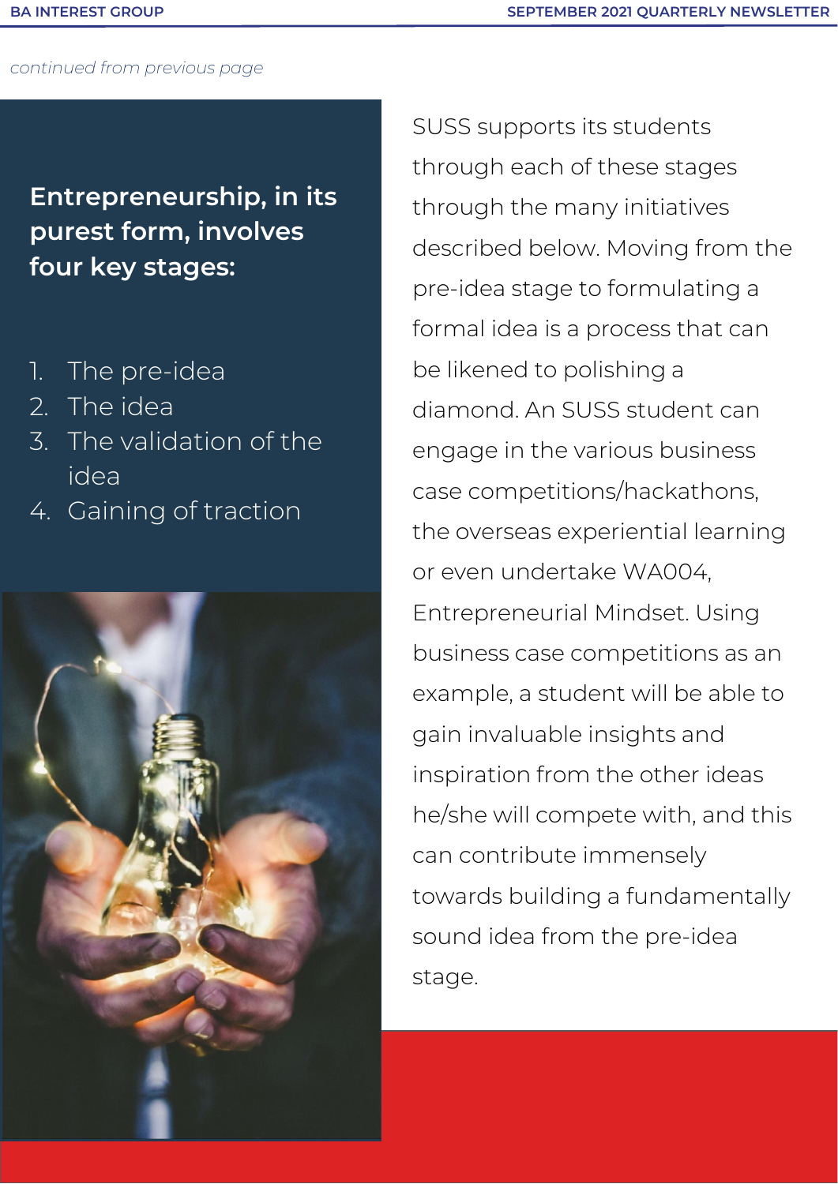*continued from previous page*

**Entrepreneurship, in its purest form, involves four key stages:**

1. The pre-idea
2. The idea
3. The validation of the idea
4. Gaining of traction

SUSS supports its students through each of these stages through the many initiatives described below. Moving from the pre-idea stage to formulating a formal idea is a process that can be likened to polishing a diamond. An SUSS student can engage in the various business case competitions/hackathons, the overseas experiential learning or even undertake WA004, Entrepreneurial Mindset. Using business case competitions as an example, a student will be able to gain invaluable insights and inspiration from the other ideas he/she will compete with, and this can contribute immensely towards building a fundamentally sound idea from the pre-idea stage.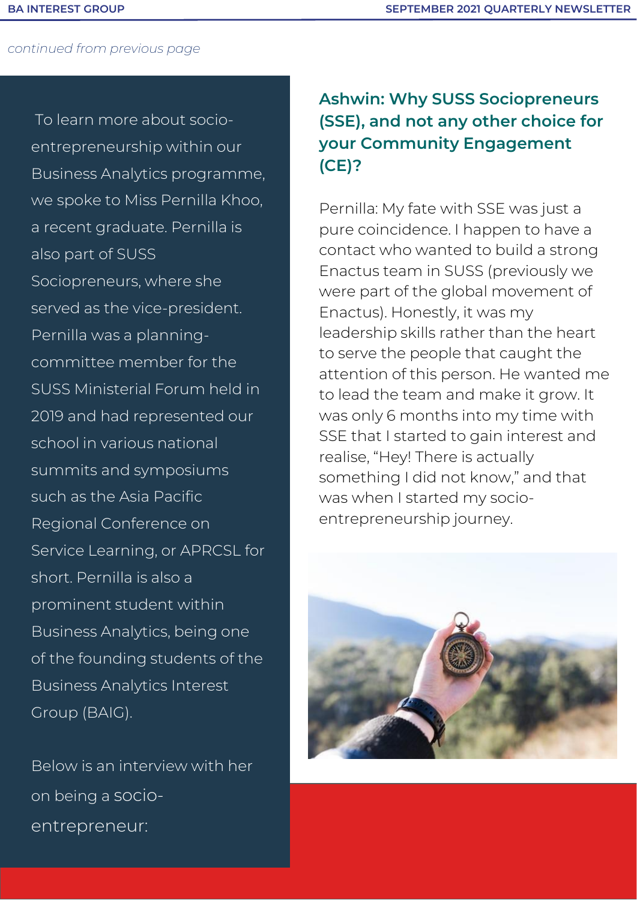*continued from previous page*

To learn more about socio-entrepreneurship within our Business Analytics programme, we spoke to Miss Pernilla Khoo, a recent graduate. Pernilla is also part of SUSS Sociopreneurs, where she served as the vice-president. Pernilla was a planning-committee member for the SUSS Ministerial Forum held in 2019 and had represented our school in various national summits and symposiums such as the Asia Pacific Regional Conference on Service Learning, or APRCSL for short. Pernilla is also a prominent student within Business Analytics, being one of the founding students of the Business Analytics Interest Group (BAIG).

Below is an interview with her on being a socio-entrepreneur:

### Ashwin: Why SUSS Sociopreneurs (SSE), and not any other choice for your Community Engagement (CE)?

Pernilla: My fate with SSE was just a pure coincidence. I happen to have a contact who wanted to build a strong Enactus team in SUSS (previously we were part of the global movement of Enactus). Honestly, it was my leadership skills rather than the heart to serve the people that caught the attention of this person. He wanted me to lead the team and make it grow. It was only 6 months into my time with SSE that I started to gain interest and realise, "Hey! There is actually something I did not know," and that was when I started my socio-entrepreneurship journey.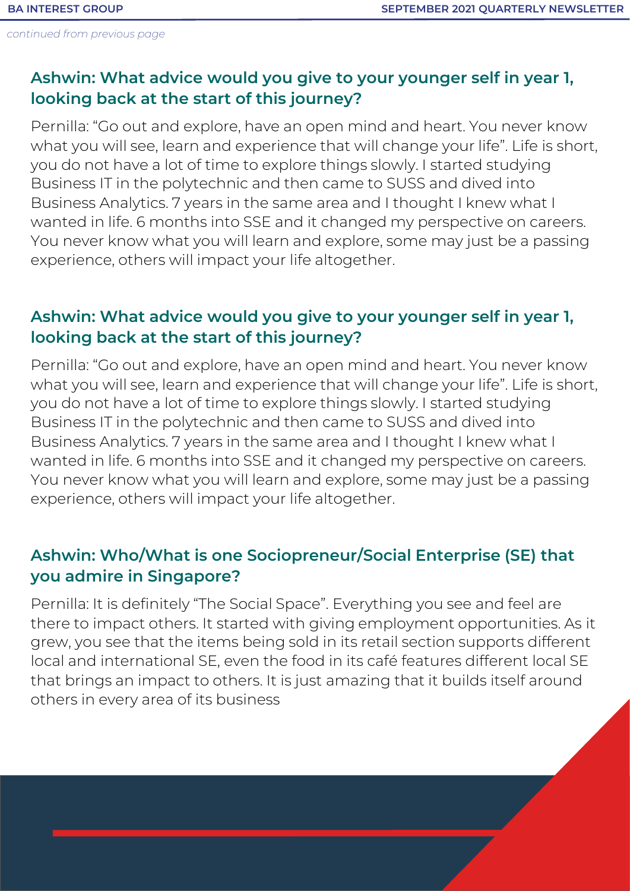*continued from previous page*

### Ashwin: What advice would you give to your younger self in year 1, looking back at the start of this journey?

Pernilla: "Go out and explore, have an open mind and heart. You never know what you will see, learn and experience that will change your life". Life is short, you do not have a lot of time to explore things slowly. I started studying Business IT in the polytechnic and then came to SUSS and dived into Business Analytics. 7 years in the same area and I thought I knew what I wanted in life. 6 months into SSE and it changed my perspective on careers. You never know what you will learn and explore, some may just be a passing experience, others will impact your life altogether.

### Ashwin: What advice would you give to your younger self in year 1, looking back at the start of this journey?

Pernilla: "Go out and explore, have an open mind and heart. You never know what you will see, learn and experience that will change your life". Life is short, you do not have a lot of time to explore things slowly. I started studying Business IT in the polytechnic and then came to SUSS and dived into Business Analytics. 7 years in the same area and I thought I knew what I wanted in life. 6 months into SSE and it changed my perspective on careers. You never know what you will learn and explore, some may just be a passing experience, others will impact your life altogether.

### Ashwin: Who/What is one Sociopreneur/Social Enterprise (SE) that you admire in Singapore?

Pernilla: It is definitely "The Social Space". Everything you see and feel are there to impact others. It started with giving employment opportunities. As it grew, you see that the items being sold in its retail section supports different local and international SE, even the food in its café features different local SE that brings an impact to others. It is just amazing that it builds itself around others in every area of its business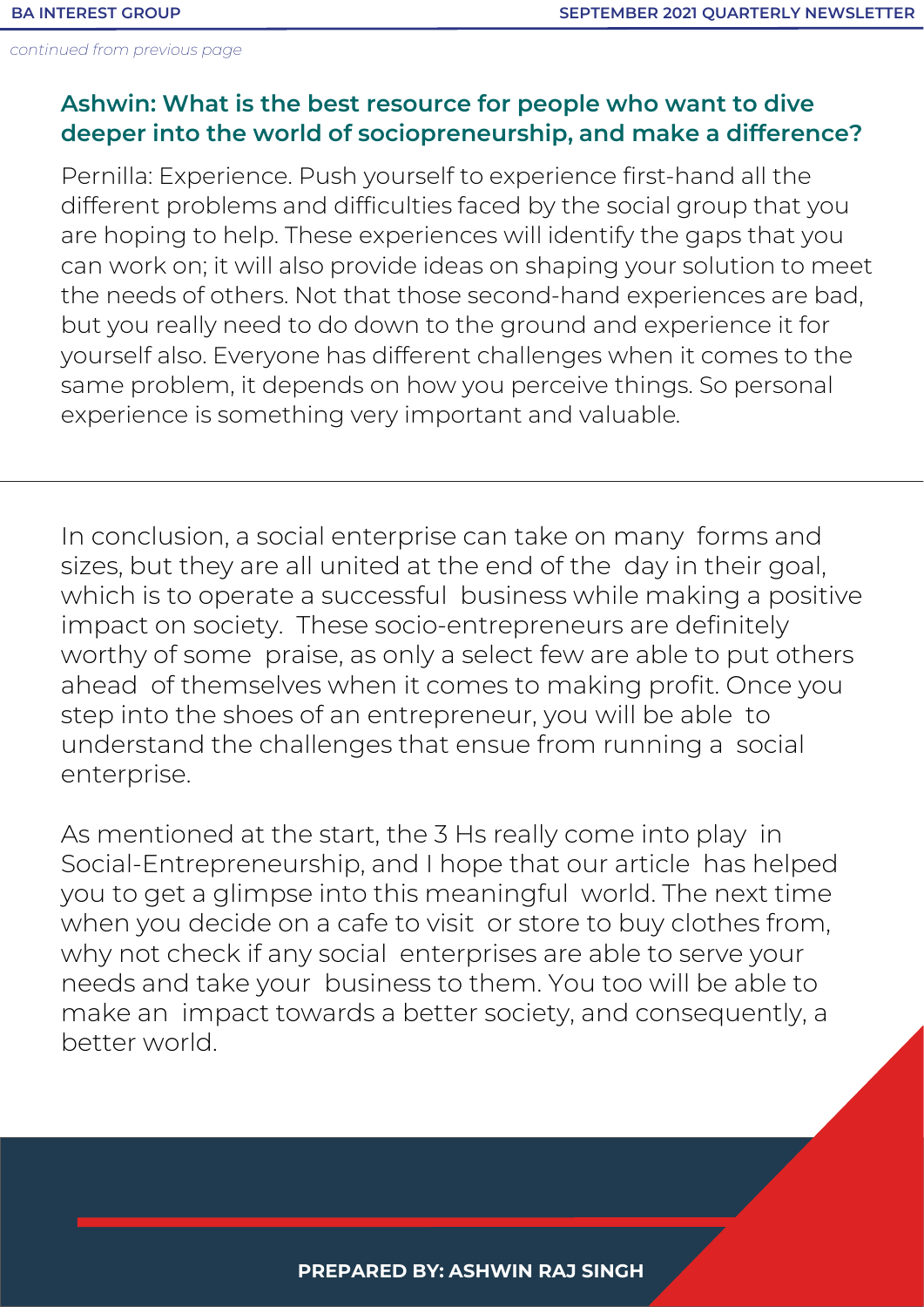*continued from previous page*

### Ashwin: What is the best resource for people who want to dive deeper into the world of sociopreneurship, and make a difference?

Pernilla: Experience. Push yourself to experience first-hand all the different problems and difficulties faced by the social group that you are hoping to help. These experiences will identify the gaps that you can work on; it will also provide ideas on shaping your solution to meet the needs of others. Not that those second-hand experiences are bad, but you really need to do down to the ground and experience it for yourself also. Everyone has different challenges when it comes to the same problem, it depends on how you perceive things. So personal experience is something very important and valuable.

---

In conclusion, a social enterprise can take on many forms and sizes, but they are all united at the end of the day in their goal, which is to operate a successful business while making a positive impact on society. These socio-entrepreneurs are definitely worthy of some praise, as only a select few are able to put others ahead of themselves when it comes to making profit. Once you step into the shoes of an entrepreneur, you will be able to understand the challenges that ensue from running a social enterprise.

As mentioned at the start, the 3 Hs really come into play in Social-Entrepreneurship, and I hope that our article has helped you to get a glimpse into this meaningful world. The next time when you decide on a cafe to visit or store to buy clothes from, why not check if any social enterprises are able to serve your needs and take your business to them. You too will be able to make an impact towards a better society, and consequently, a better world.

**PREPARED BY: ASHWIN RAJ SINGH**